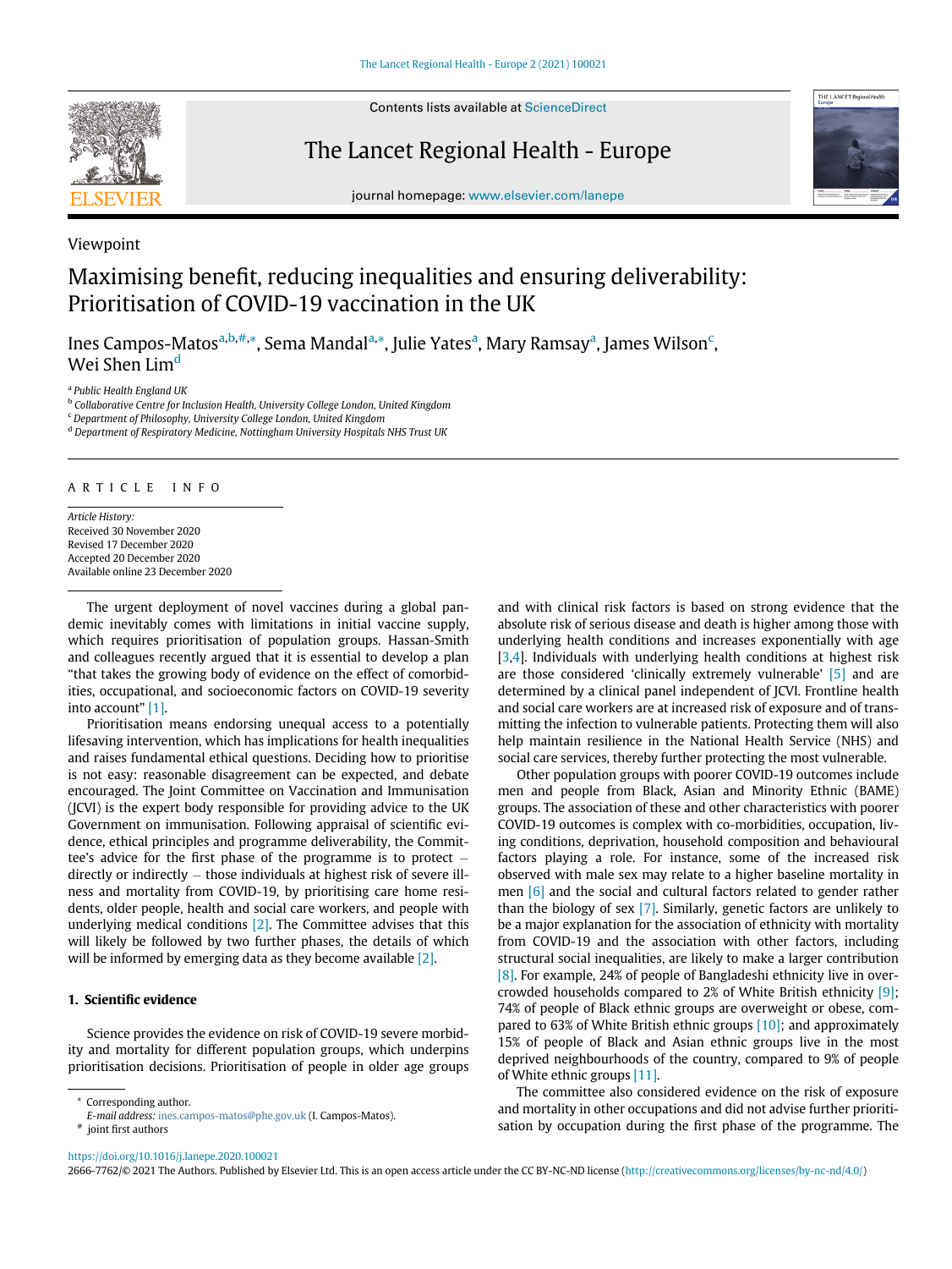Viewpoint

# Maximising benefit, reducing inequalities and ensuring deliverability: Prioritisation of COVID-19 vaccination in the UK

Ines Campos-Matos[a,b,#,*], Sema Mandal[a,*], Julie Yates[a], Mary Ramsay[a], James Wilson[c], Wei Shen Lim[d]

[a] Public Health England UK
[b] Collaborative Centre for Inclusion Health, University College London, United Kingdom
[c] Department of Philosophy, University College London, United Kingdom
[d] Department of Respiratory Medicine, Nottingham University Hospitals NHS Trust UK

ARTICLE INFO

*Article History:*
Received 30 November 2020
Revised 17 December 2020
Accepted 20 December 2020
Available online 23 December 2020

The urgent deployment of novel vaccines during a global pandemic inevitably comes with limitations in initial vaccine supply, which requires prioritisation of population groups. Hassan-Smith and colleagues recently argued that it is essential to develop a plan "that takes the growing body of evidence on the effect of comorbidities, occupational, and socioeconomic factors on COVID-19 severity into account" [1].

Prioritisation means endorsing unequal access to a potentially lifesaving intervention, which has implications for health inequalities and raises fundamental ethical questions. Deciding how to prioritise is not easy: reasonable disagreement can be expected, and debate encouraged. The Joint Committee on Vaccination and Immunisation (JCVI) is the expert body responsible for providing advice to the UK Government on immunisation. Following appraisal of scientific evidence, ethical principles and programme deliverability, the Committee's advice for the first phase of the programme is to protect – directly or indirectly – those individuals at highest risk of severe illness and mortality from COVID-19, by prioritising care home residents, older people, health and social care workers, and people with underlying medical conditions [2]. The Committee advises that this will likely be followed by two further phases, the details of which will be informed by emerging data as they become available [2].

## 1. Scientific evidence

Science provides the evidence on risk of COVID-19 severe morbidity and mortality for different population groups, which underpins prioritisation decisions. Prioritisation of people in older age groups and with clinical risk factors is based on strong evidence that the absolute risk of serious disease and death is higher among those with underlying health conditions and increases exponentially with age [3,4]. Individuals with underlying health conditions at highest risk are those considered 'clinically extremely vulnerable' [5] and are determined by a clinical panel independent of JCVI. Frontline health and social care workers are at increased risk of exposure and of transmitting the infection to vulnerable patients. Protecting them will also help maintain resilience in the National Health Service (NHS) and social care services, thereby further protecting the most vulnerable.

Other population groups with poorer COVID-19 outcomes include men and people from Black, Asian and Minority Ethnic (BAME) groups. The association of these and other characteristics with poorer COVID-19 outcomes is complex with co-morbidities, occupation, living conditions, deprivation, household composition and behavioural factors playing a role. For instance, some of the increased risk observed with male sex may relate to a higher baseline mortality in men [6] and the social and cultural factors related to gender rather than the biology of sex [7]. Similarly, genetic factors are unlikely to be a major explanation for the association of ethnicity with mortality from COVID-19 and the association with other factors, including structural social inequalities, are likely to make a larger contribution [8]. For example, 24% of people of Bangladeshi ethnicity live in overcrowded households compared to 2% of White British ethnicity [9]; 74% of people of Black ethnic groups are overweight or obese, compared to 63% of White British ethnic groups [10]; and approximately 15% of people of Black and Asian ethnic groups live in the most deprived neighbourhoods of the country, compared to 9% of people of White ethnic groups [11].

The committee also considered evidence on the risk of exposure and mortality in other occupations and did not advise further prioritisation by occupation during the first phase of the programme. The

\* Corresponding author.
*E-mail address:* ines.campos-matos@phe.gov.uk (I. Campos-Matos).
\# joint first authors

https://doi.org/10.1016/j.lanepe.2020.100021
2666-7762/© 2021 The Authors. Published by Elsevier Ltd. This is an open access article under the CC BY-NC-ND license (http://creativecommons.org/licenses/by-nc-nd/4.0/)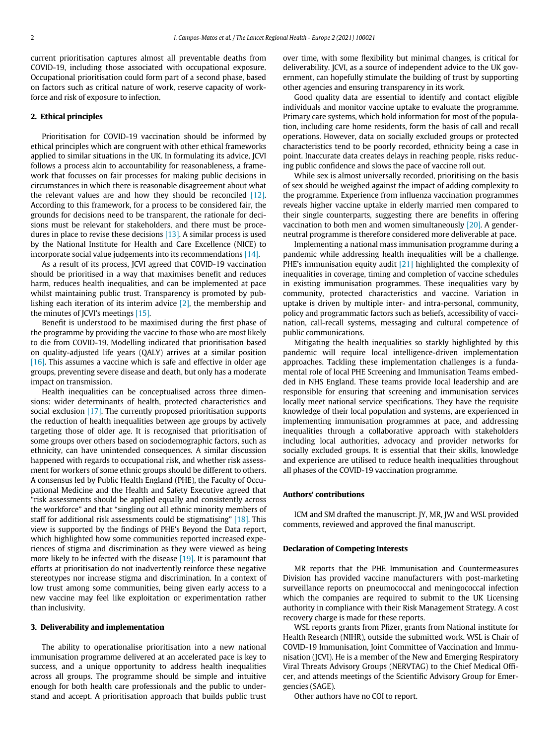current prioritisation captures almost all preventable deaths from COVID-19, including those associated with occupational exposure. Occupational prioritisation could form part of a second phase, based on factors such as critical nature of work, reserve capacity of workforce and risk of exposure to infection.

## 2. Ethical principles

Prioritisation for COVID-19 vaccination should be informed by ethical principles which are congruent with other ethical frameworks applied to similar situations in the UK. In formulating its advice, JCVI follows a process akin to accountability for reasonableness, a framework that focusses on fair processes for making public decisions in circumstances in which there is reasonable disagreement about what the relevant values are and how they should be reconciled [12]. According to this framework, for a process to be considered fair, the grounds for decisions need to be transparent, the rationale for decisions must be relevant for stakeholders, and there must be procedures in place to revise these decisions [13]. A similar process is used by the National Institute for Health and Care Excellence (NICE) to incorporate social value judgements into its recommendations [14].

As a result of its process, JCVI agreed that COVID-19 vaccination should be prioritised in a way that maximises benefit and reduces harm, reduces health inequalities, and can be implemented at pace whilst maintaining public trust. Transparency is promoted by publishing each iteration of its interim advice [2], the membership and the minutes of JCVI's meetings [15].

Benefit is understood to be maximised during the first phase of the programme by providing the vaccine to those who are most likely to die from COVID-19. Modelling indicated that prioritisation based on quality-adjusted life years (QALY) arrives at a similar position [16]. This assumes a vaccine which is safe and effective in older age groups, preventing severe disease and death, but only has a moderate impact on transmission.

Health inequalities can be conceptualised across three dimensions: wider determinants of health, protected characteristics and social exclusion [17]. The currently proposed prioritisation supports the reduction of health inequalities between age groups by actively targeting those of older age. It is recognised that prioritisation of some groups over others based on sociodemographic factors, such as ethnicity, can have unintended consequences. A similar discussion happened with regards to occupational risk, and whether risk assessment for workers of some ethnic groups should be different to others. A consensus led by Public Health England (PHE), the Faculty of Occupational Medicine and the Health and Safety Executive agreed that "risk assessments should be applied equally and consistently across the workforce" and that "singling out all ethnic minority members of staff for additional risk assessments could be stigmatising" [18]. This view is supported by the findings of PHE's Beyond the Data report, which highlighted how some communities reported increased experiences of stigma and discrimination as they were viewed as being more likely to be infected with the disease [19]. It is paramount that efforts at prioritisation do not inadvertently reinforce these negative stereotypes nor increase stigma and discrimination. In a context of low trust among some communities, being given early access to a new vaccine may feel like exploitation or experimentation rather than inclusivity.

## 3. Deliverability and implementation

The ability to operationalise prioritisation into a new national immunisation programme delivered at an accelerated pace is key to success, and a unique opportunity to address health inequalities across all groups. The programme should be simple and intuitive enough for both health care professionals and the public to understand and accept. A prioritisation approach that builds public trust over time, with some flexibility but minimal changes, is critical for deliverability. JCVI, as a source of independent advice to the UK government, can hopefully stimulate the building of trust by supporting other agencies and ensuring transparency in its work.

Good quality data are essential to identify and contact eligible individuals and monitor vaccine uptake to evaluate the programme. Primary care systems, which hold information for most of the population, including care home residents, form the basis of call and recall operations. However, data on socially excluded groups or protected characteristics tend to be poorly recorded, ethnicity being a case in point. Inaccurate data creates delays in reaching people, risks reducing public confidence and slows the pace of vaccine roll out.

While sex is almost universally recorded, prioritising on the basis of sex should be weighed against the impact of adding complexity to the programme. Experience from influenza vaccination programmes reveals higher vaccine uptake in elderly married men compared to their single counterparts, suggesting there are benefits in offering vaccination to both men and women simultaneously [20]. A gender-neutral programme is therefore considered more deliverable at pace.

Implementing a national mass immunisation programme during a pandemic while addressing health inequalities will be a challenge. PHE's immunisation equity audit [21] highlighted the complexity of inequalities in coverage, timing and completion of vaccine schedules in existing immunisation programmes. These inequalities vary by community, protected characteristics and vaccine. Variation in uptake is driven by multiple inter- and intra-personal, community, policy and programmatic factors such as beliefs, accessibility of vaccination, call-recall systems, messaging and cultural competence of public communications.

Mitigating the health inequalities so starkly highlighted by this pandemic will require local intelligence-driven implementation approaches. Tackling these implementation challenges is a fundamental role of local PHE Screening and Immunisation Teams embedded in NHS England. These teams provide local leadership and are responsible for ensuring that screening and immunisation services locally meet national service specifications. They have the requisite knowledge of their local population and systems, are experienced in implementing immunisation programmes at pace, and addressing inequalities through a collaborative approach with stakeholders including local authorities, advocacy and provider networks for socially excluded groups. It is essential that their skills, knowledge and experience are utilised to reduce health inequalities throughout all phases of the COVID-19 vaccination programme.

## Authors' contributions

ICM and SM drafted the manuscript. JY, MR, JW and WSL provided comments, reviewed and approved the final manuscript.

## Declaration of Competing Interests

MR reports that the PHE Immunisation and Countermeasures Division has provided vaccine manufacturers with post-marketing surveillance reports on pneumococcal and meningococcal infection which the companies are required to submit to the UK Licensing authority in compliance with their Risk Management Strategy. A cost recovery charge is made for these reports.

WSL reports grants from Pfizer, grants from National institute for Health Research (NIHR), outside the submitted work. WSL is Chair of COVID-19 Immunisation, Joint Committee of Vaccination and Immunisation (JCVI). He is a member of the New and Emerging Respiratory Viral Threats Advisory Groups (NERVTAG) to the Chief Medical Officer, and attends meetings of the Scientific Advisory Group for Emergencies (SAGE).

Other authors have no COI to report.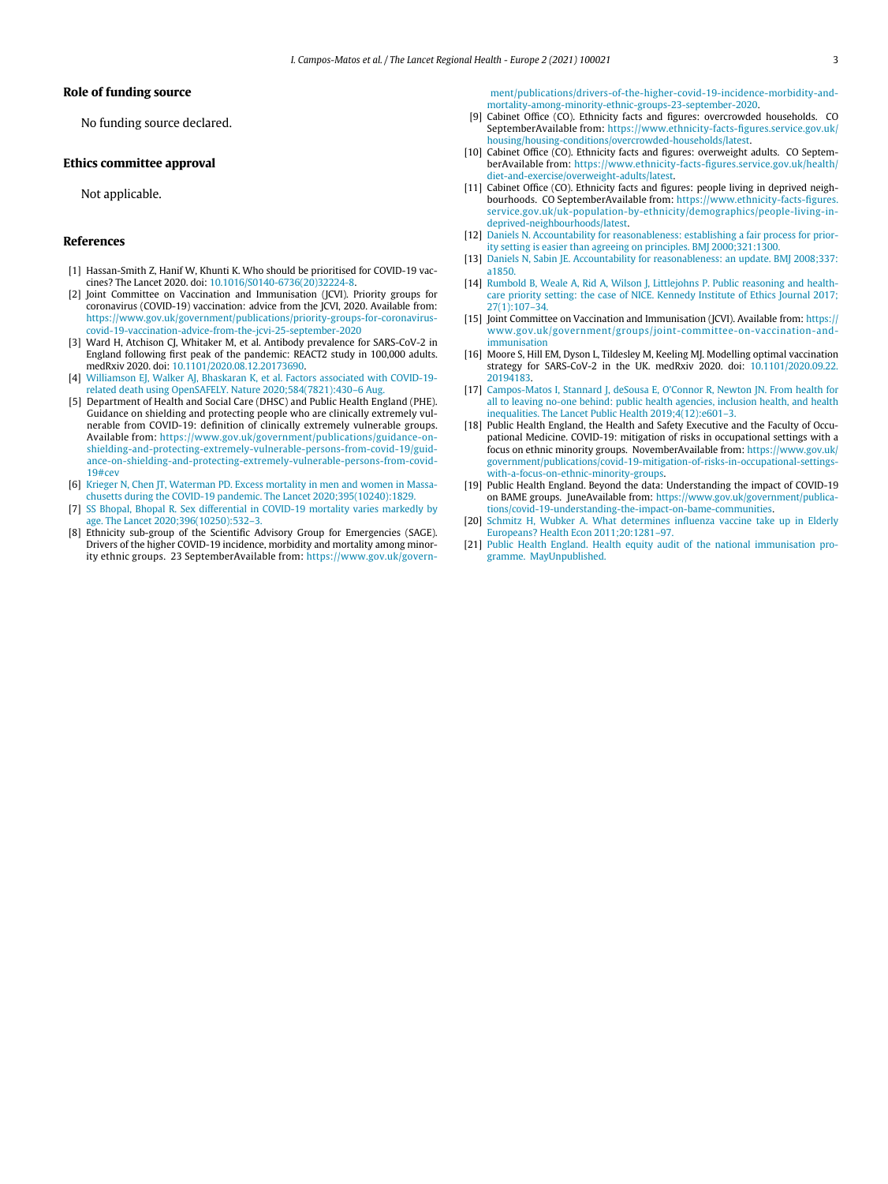## Role of funding source

No funding source declared.

## Ethics committee approval

Not applicable.

## References

[1] Hassan-Smith Z, Hanif W, Khunti K. Who should be prioritised for COVID-19 vaccines? The Lancet 2020. doi: 10.1016/S0140-6736(20)32224-8.

[2] Joint Committee on Vaccination and Immunisation (JCVI). Priority groups for coronavirus (COVID-19) vaccination: advice from the JCVI, 2020. Available from: https://www.gov.uk/government/publications/priority-groups-for-coronavirus-covid-19-vaccination-advice-from-the-jcvi-25-september-2020

[3] Ward H, Atchison CJ, Whitaker M, et al. Antibody prevalence for SARS-CoV-2 in England following first peak of the pandemic: REACT2 study in 100,000 adults. medRxiv 2020. doi: 10.1101/2020.08.12.20173690.

[4] Williamson EJ, Walker AJ, Bhaskaran K, et al. Factors associated with COVID-19-related death using OpenSAFELY. Nature 2020;584(7821):430–6 Aug.

[5] Department of Health and Social Care (DHSC) and Public Health England (PHE). Guidance on shielding and protecting people who are clinically extremely vulnerable from COVID-19: definition of clinically extremely vulnerable groups. Available from: https://www.gov.uk/government/publications/guidance-on-shielding-and-protecting-extremely-vulnerable-persons-from-covid-19/guidance-on-shielding-and-protecting-extremely-vulnerable-persons-from-covid-19#cev

[6] Krieger N, Chen JT, Waterman PD. Excess mortality in men and women in Massachusetts during the COVID-19 pandemic. The Lancet 2020;395(10240):1829.

[7] SS Bhopal, Bhopal R. Sex differential in COVID-19 mortality varies markedly by age. The Lancet 2020;396(10250):532–3.

[8] Ethnicity sub-group of the Scientific Advisory Group for Emergencies (SAGE). Drivers of the higher COVID-19 incidence, morbidity and mortality among minority ethnic groups. 23 SeptemberAvailable from: https://www.gov.uk/government/publications/drivers-of-the-higher-covid-19-incidence-morbidity-and-mortality-among-minority-ethnic-groups-23-september-2020.

[9] Cabinet Office (CO). Ethnicity facts and figures: overcrowded households. CO SeptemberAvailable from: https://www.ethnicity-facts-figures.service.gov.uk/housing/housing-conditions/overcrowded-households/latest.

[10] Cabinet Office (CO). Ethnicity facts and figures: overweight adults. CO SeptemberAvailable from: https://www.ethnicity-facts-figures.service.gov.uk/health/diet-and-exercise/overweight-adults/latest.

[11] Cabinet Office (CO). Ethnicity facts and figures: people living in deprived neighbourhoods. CO SeptemberAvailable from: https://www.ethnicity-facts-figures.service.gov.uk/uk-population-by-ethnicity/demographics/people-living-in-deprived-neighbourhoods/latest.

[12] Daniels N. Accountability for reasonableness: establishing a fair process for priority setting is easier than agreeing on principles. BMJ 2000;321:1300.

[13] Daniels N, Sabin JE. Accountability for reasonableness: an update. BMJ 2008;337:a1850.

[14] Rumbold B, Weale A, Rid A, Wilson J, Littlejohns P. Public reasoning and health-care priority setting: the case of NICE. Kennedy Institute of Ethics Journal 2017;27(1):107–34.

[15] Joint Committee on Vaccination and Immunisation (JCVI). Available from: https://www.gov.uk/government/groups/joint-committee-on-vaccination-and-immunisation

[16] Moore S, Hill EM, Dyson L, Tildesley M, Keeling MJ. Modelling optimal vaccination strategy for SARS-CoV-2 in the UK. medRxiv 2020. doi: 10.1101/2020.09.22.20194183.

[17] Campos-Matos I, Stannard J, deSousa E, O'Connor R, Newton JN. From health for all to leaving no-one behind: public health agencies, inclusion health, and health inequalities. The Lancet Public Health 2019;4(12):e601–3.

[18] Public Health England, the Health and Safety Executive and the Faculty of Occupational Medicine. COVID-19: mitigation of risks in occupational settings with a focus on ethnic minority groups. NovemberAvailable from: https://www.gov.uk/government/publications/covid-19-mitigation-of-risks-in-occupational-settings-with-a-focus-on-ethnic-minority-groups.

[19] Public Health England. Beyond the data: Understanding the impact of COVID-19 on BAME groups. JuneAvailable from: https://www.gov.uk/government/publications/covid-19-understanding-the-impact-on-bame-communities.

[20] Schmitz H, Wubker A. What determines influenza vaccine take up in Elderly Europeans? Health Econ 2011;20:1281–97.

[21] Public Health England. Health equity audit of the national immunisation programme. MayUnpublished.